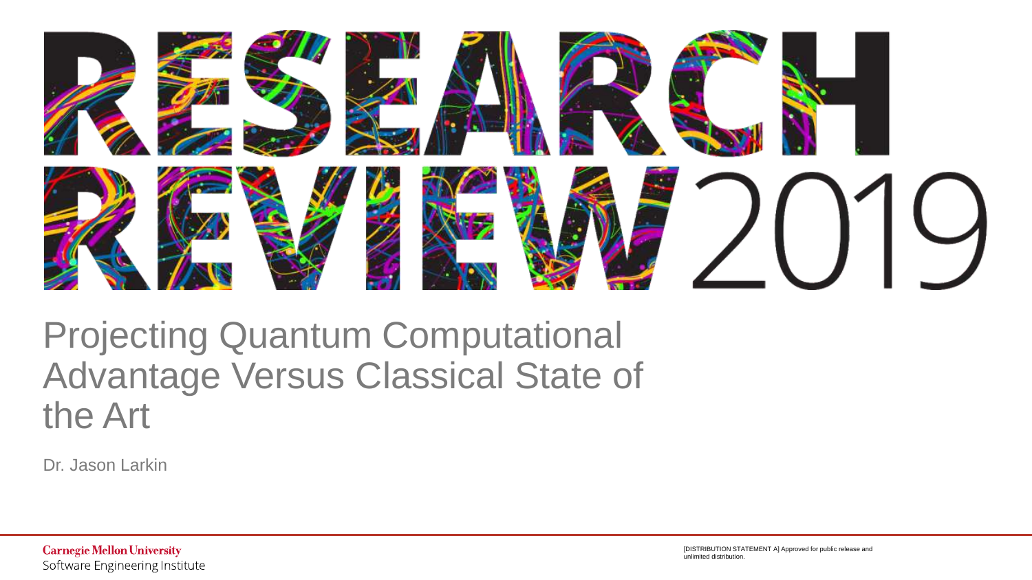# RESEARCH REVIEW 2019

## Projecting Quantum Computational Advantage Versus Classical State of the Art

Dr. Jason Larkin

Carnegie Mellon University
Software Engineering Institute

[DISTRIBUTION STATEMENT A] Approved for public release and unlimited distribution.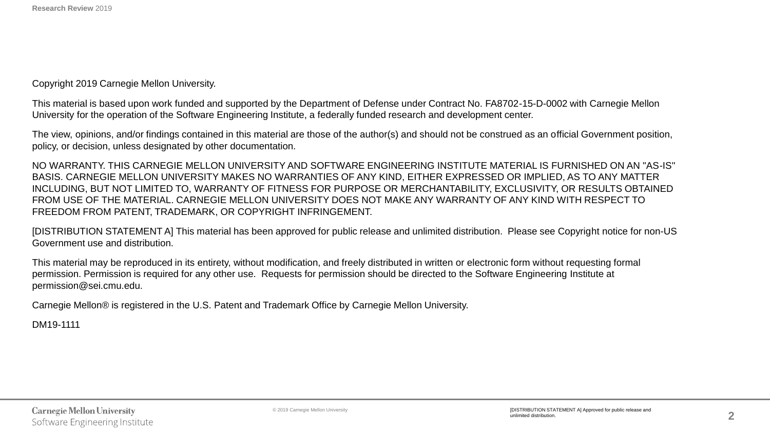Copyright 2019 Carnegie Mellon University.

This material is based upon work funded and supported by the Department of Defense under Contract No. FA8702-15-D-0002 with Carnegie Mellon University for the operation of the Software Engineering Institute, a federally funded research and development center.

The view, opinions, and/or findings contained in this material are those of the author(s) and should not be construed as an official Government position, policy, or decision, unless designated by other documentation.

NO WARRANTY. THIS CARNEGIE MELLON UNIVERSITY AND SOFTWARE ENGINEERING INSTITUTE MATERIAL IS FURNISHED ON AN "AS-IS" BASIS. CARNEGIE MELLON UNIVERSITY MAKES NO WARRANTIES OF ANY KIND, EITHER EXPRESSED OR IMPLIED, AS TO ANY MATTER INCLUDING, BUT NOT LIMITED TO, WARRANTY OF FITNESS FOR PURPOSE OR MERCHANTABILITY, EXCLUSIVITY, OR RESULTS OBTAINED FROM USE OF THE MATERIAL. CARNEGIE MELLON UNIVERSITY DOES NOT MAKE ANY WARRANTY OF ANY KIND WITH RESPECT TO FREEDOM FROM PATENT, TRADEMARK, OR COPYRIGHT INFRINGEMENT.

[DISTRIBUTION STATEMENT A] This material has been approved for public release and unlimited distribution. Please see Copyright notice for non-US Government use and distribution.

This material may be reproduced in its entirety, without modification, and freely distributed in written or electronic form without requesting formal permission. Permission is required for any other use. Requests for permission should be directed to the Software Engineering Institute at permission@sei.cmu.edu.

Carnegie Mellon® is registered in the U.S. Patent and Trademark Office by Carnegie Mellon University.

DM19-1111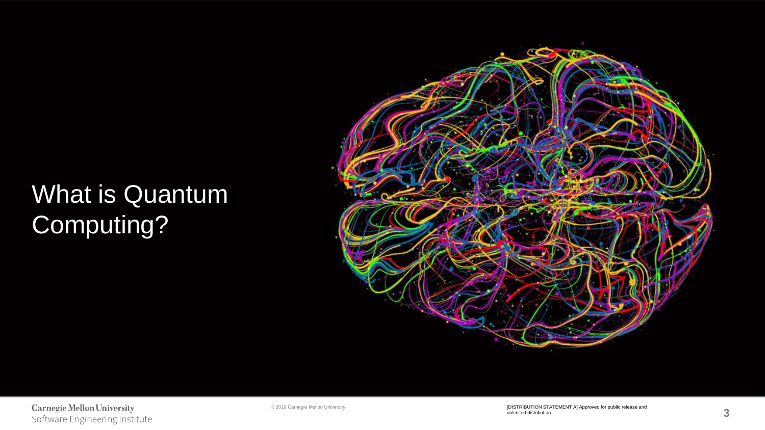# What is Quantum Computing?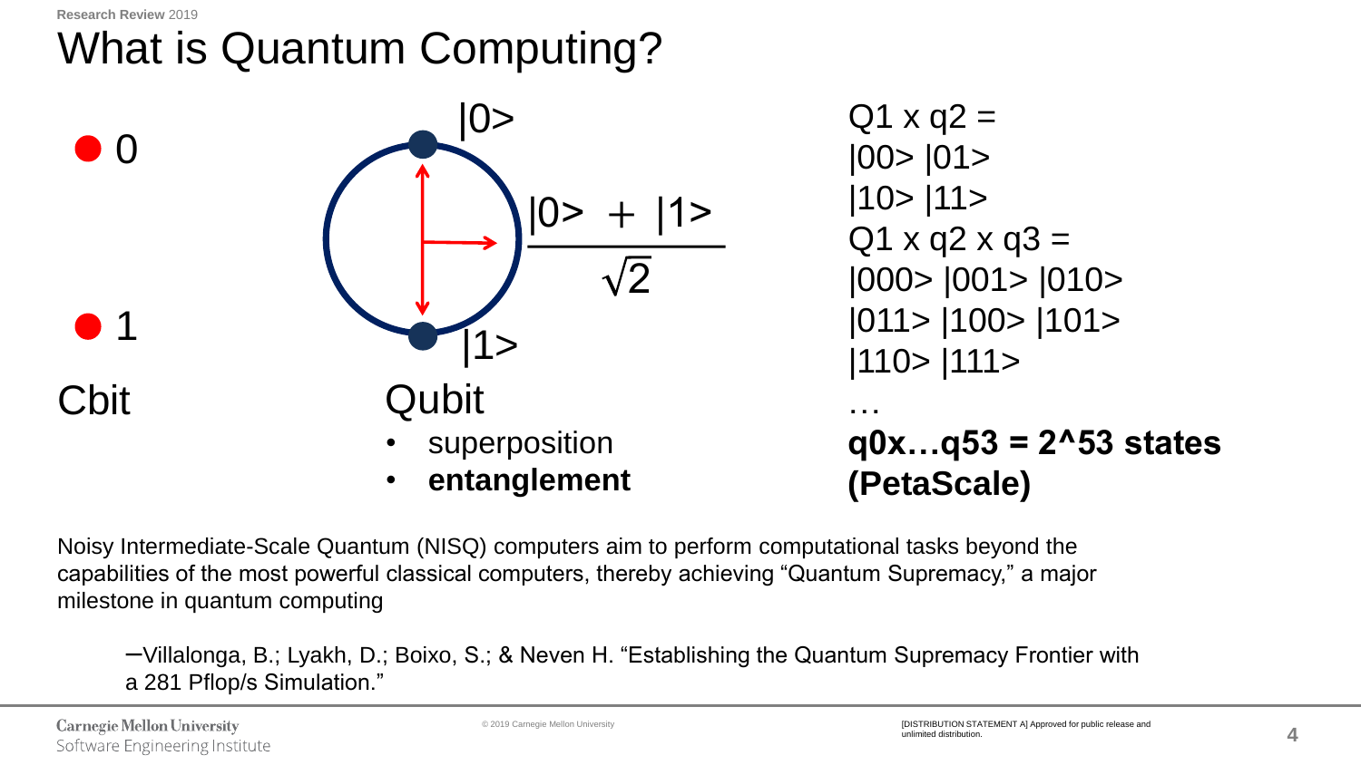# What is Quantum Computing?

- 0
- 1

Cbit

$|0>$

$\frac{|0> + |1>}{\sqrt{2}}$

$|1>$

Qubit

- superposition
- **entanglement**

Q1 x q2 =
|00> |01>
|10> |11>
Q1 x q2 x q3 =
|000> |001> |010>
|011> |100> |101>
|110> |111>
…
**q0x…q53 = 2^53 states (PetaScale)**

Noisy Intermediate-Scale Quantum (NISQ) computers aim to perform computational tasks beyond the capabilities of the most powerful classical computers, thereby achieving "Quantum Supremacy," a major milestone in quantum computing

–Villalonga, B.; Lyakh, D.; Boixo, S.; & Neven H. "Establishing the Quantum Supremacy Frontier with a 281 Pflop/s Simulation."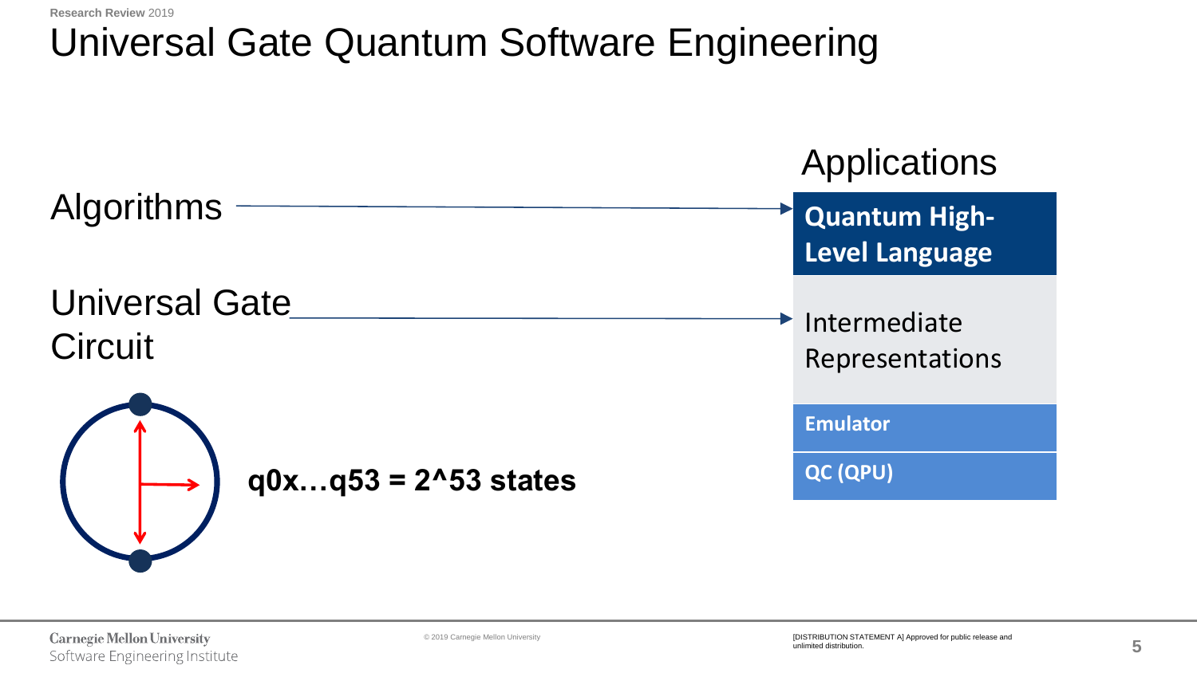# Universal Gate Quantum Software Engineering

Algorithms → **Quantum High-Level Language**

Universal Gate Circuit → Intermediate Representations

**q0x…q53 = 2^53 states**

Applications

- **Quantum High-Level Language**
- Intermediate Representations
- **Emulator**
- **QC (QPU)**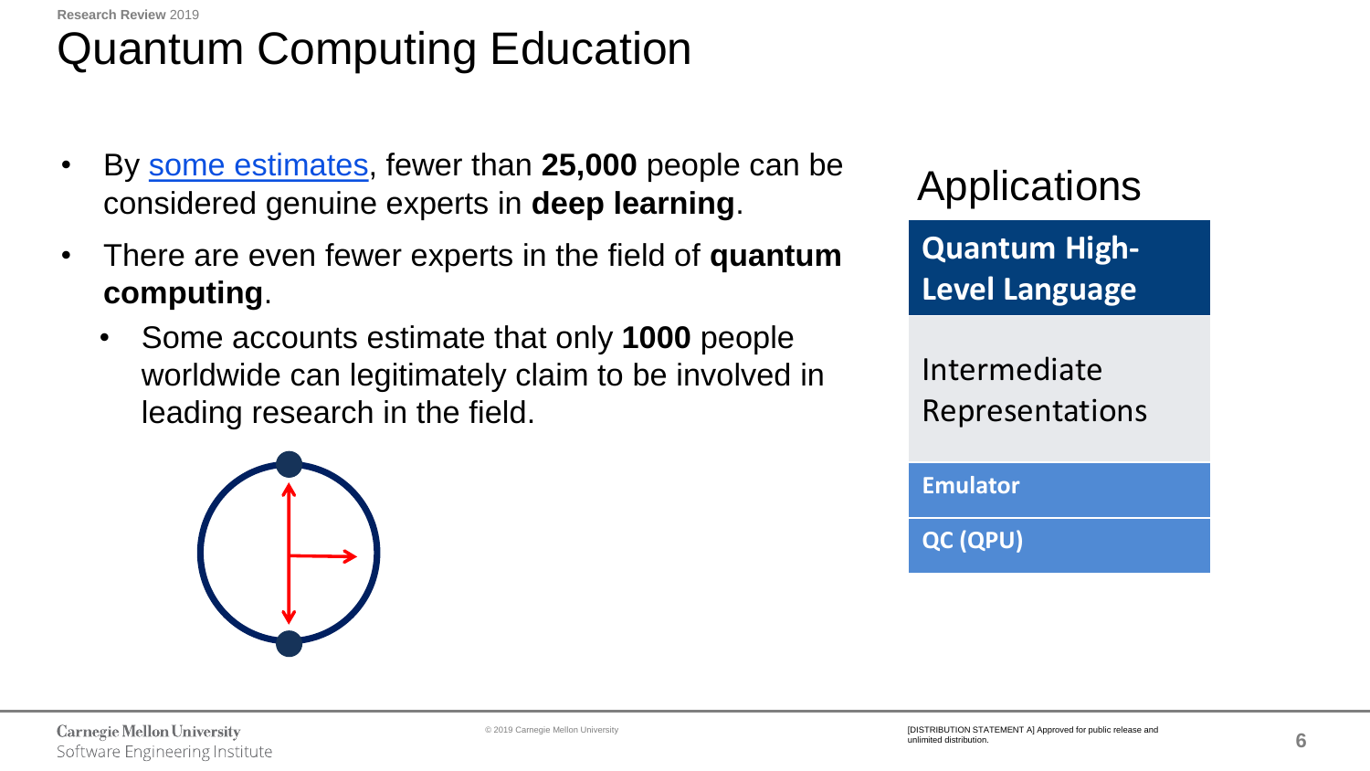# Quantum Computing Education

- By some estimates, fewer than **25,000** people can be considered genuine experts in **deep learning**.
- There are even fewer experts in the field of **quantum computing**.
  - Some accounts estimate that only **1000** people worldwide can legitimately claim to be involved in leading research in the field.

## Applications

**Quantum High-Level Language**

Intermediate Representations

**Emulator**

**QC (QPU)**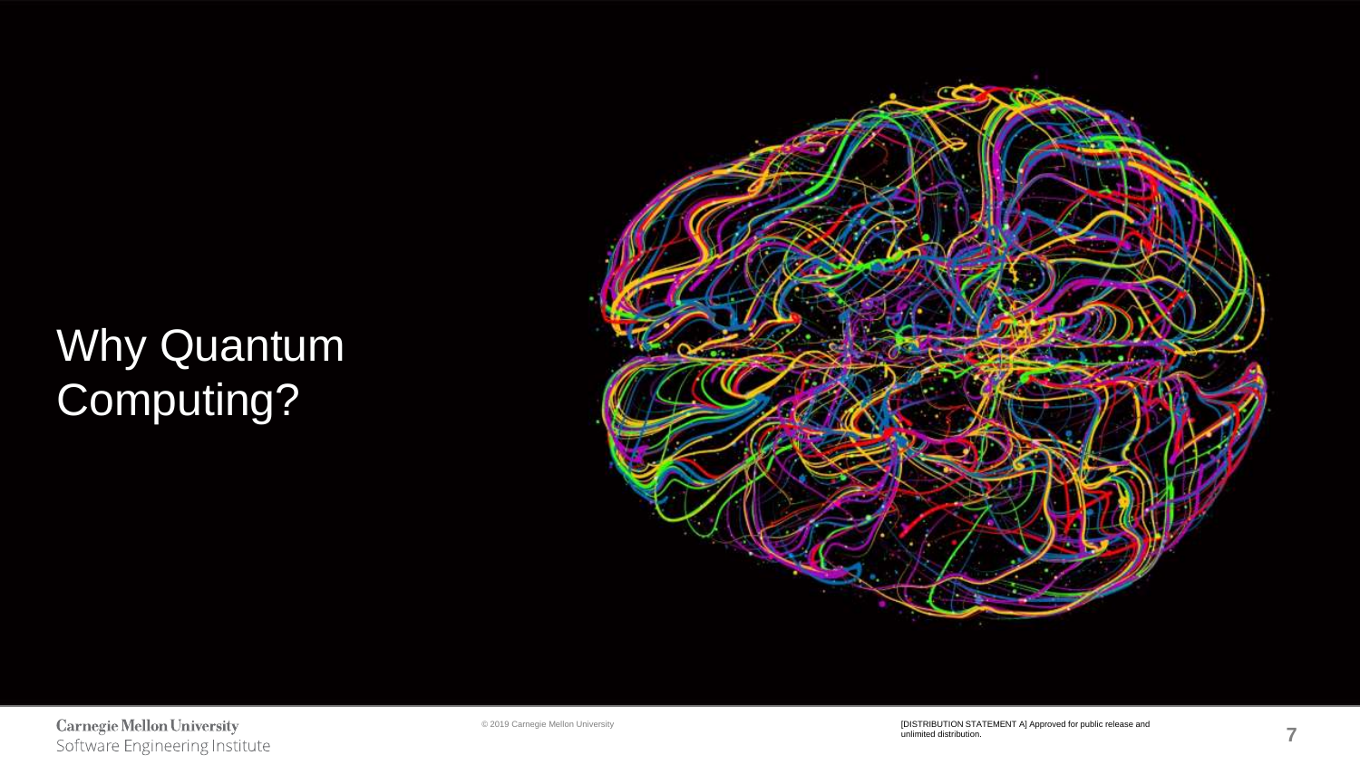# Why Quantum Computing?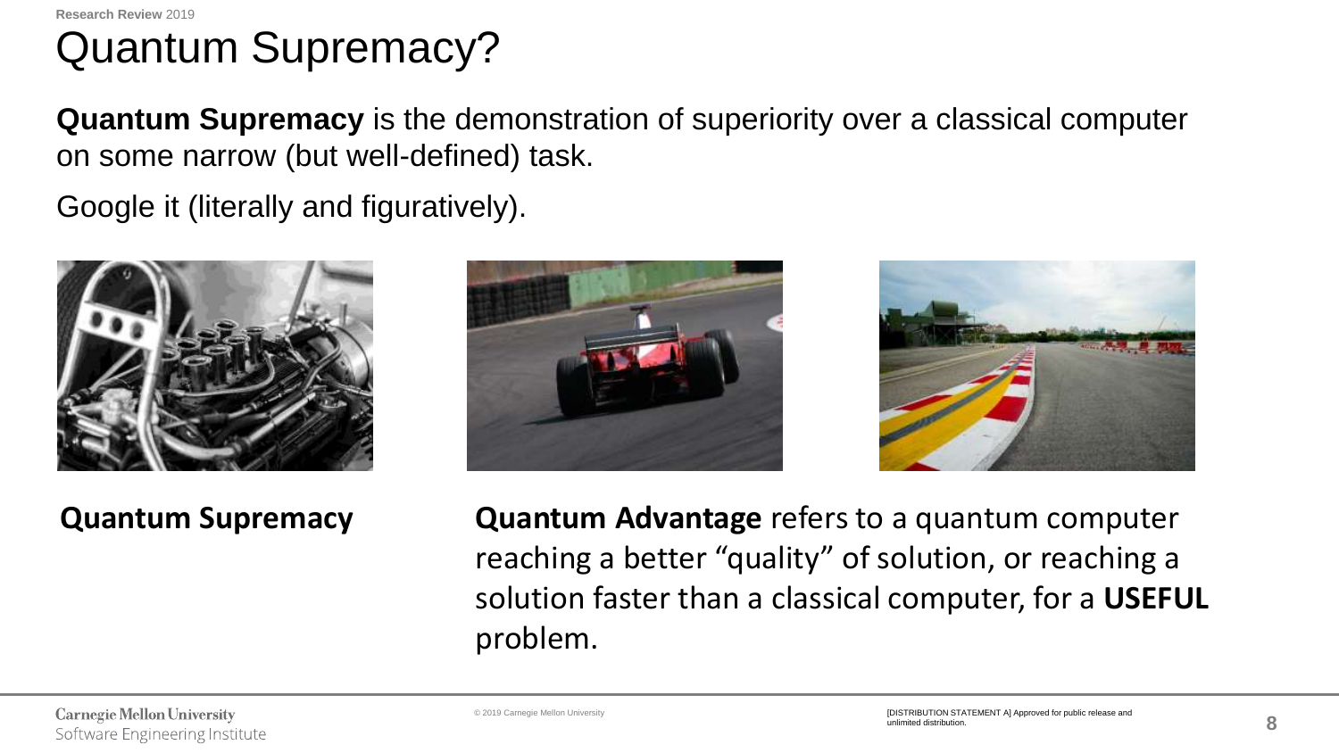# Quantum Supremacy?

**Quantum Supremacy** is the demonstration of superiority over a classical computer on some narrow (but well-defined) task.

Google it (literally and figuratively).

**Quantum Supremacy**

**Quantum Advantage** refers to a quantum computer reaching a better "quality" of solution, or reaching a solution faster than a classical computer, for a **USEFUL** problem.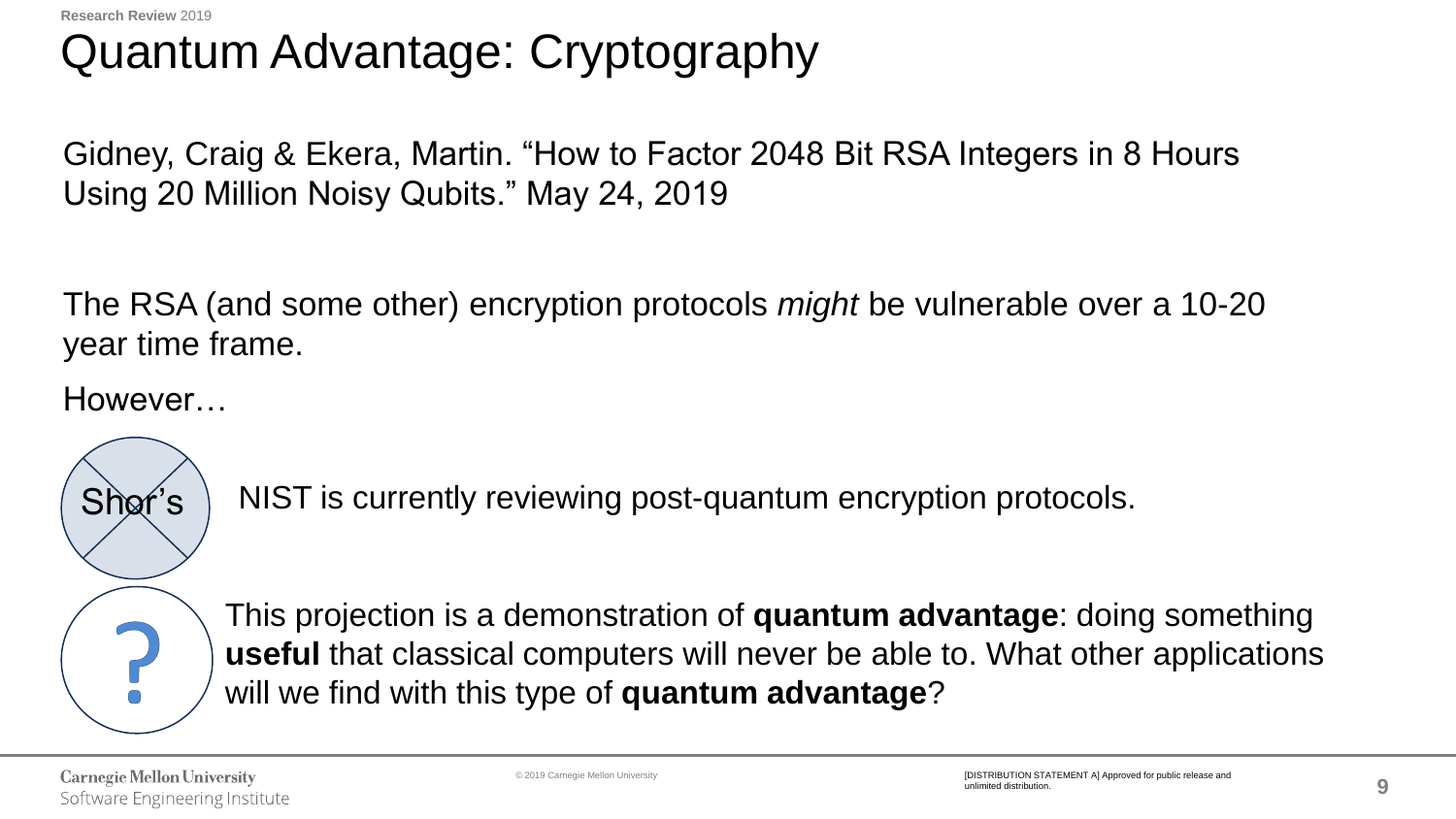# Quantum Advantage: Cryptography

Gidney, Craig & Ekera, Martin. "How to Factor 2048 Bit RSA Integers in 8 Hours Using 20 Million Noisy Qubits." May 24, 2019

The RSA (and some other) encryption protocols *might* be vulnerable over a 10-20 year time frame.

However…

Shor's

NIST is currently reviewing post-quantum encryption protocols.

?

This projection is a demonstration of **quantum advantage**: doing something **useful** that classical computers will never be able to. What other applications will we find with this type of **quantum advantage**?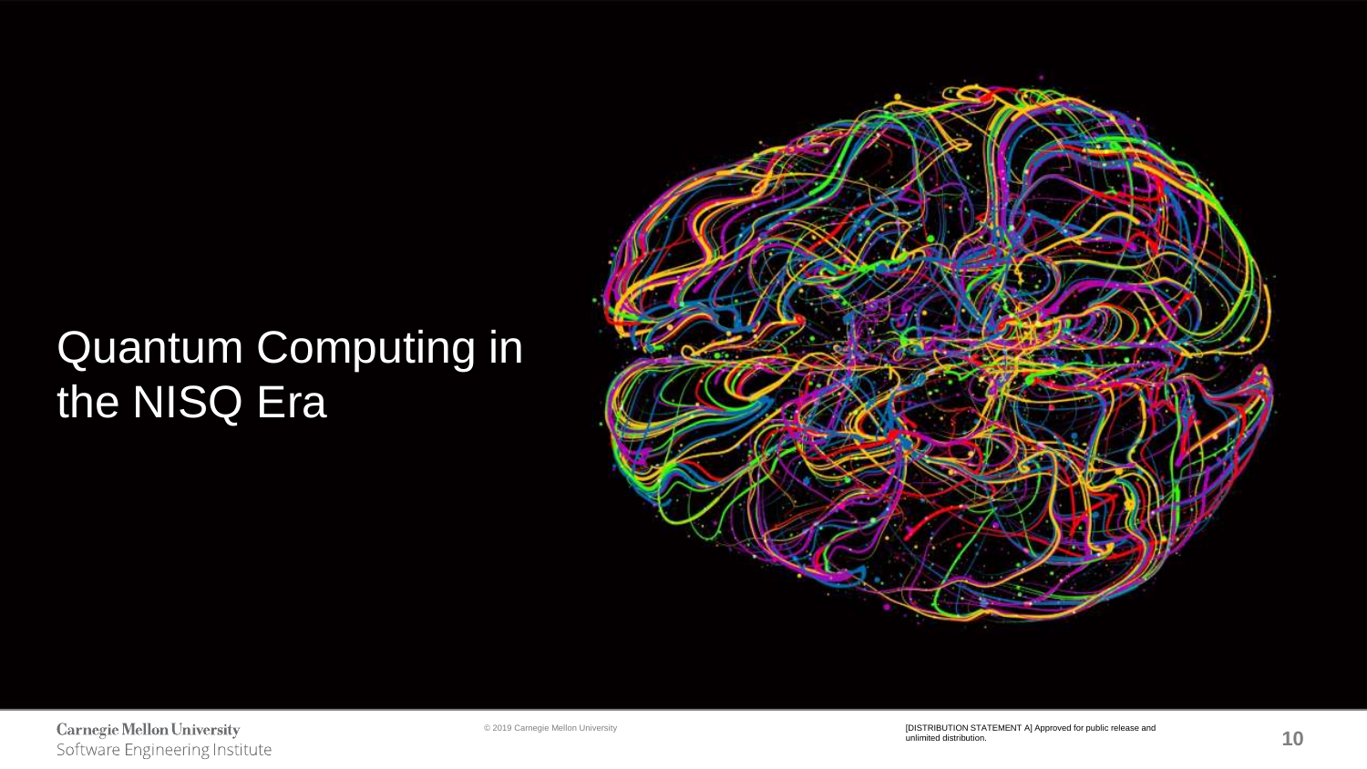# Quantum Computing in the NISQ Era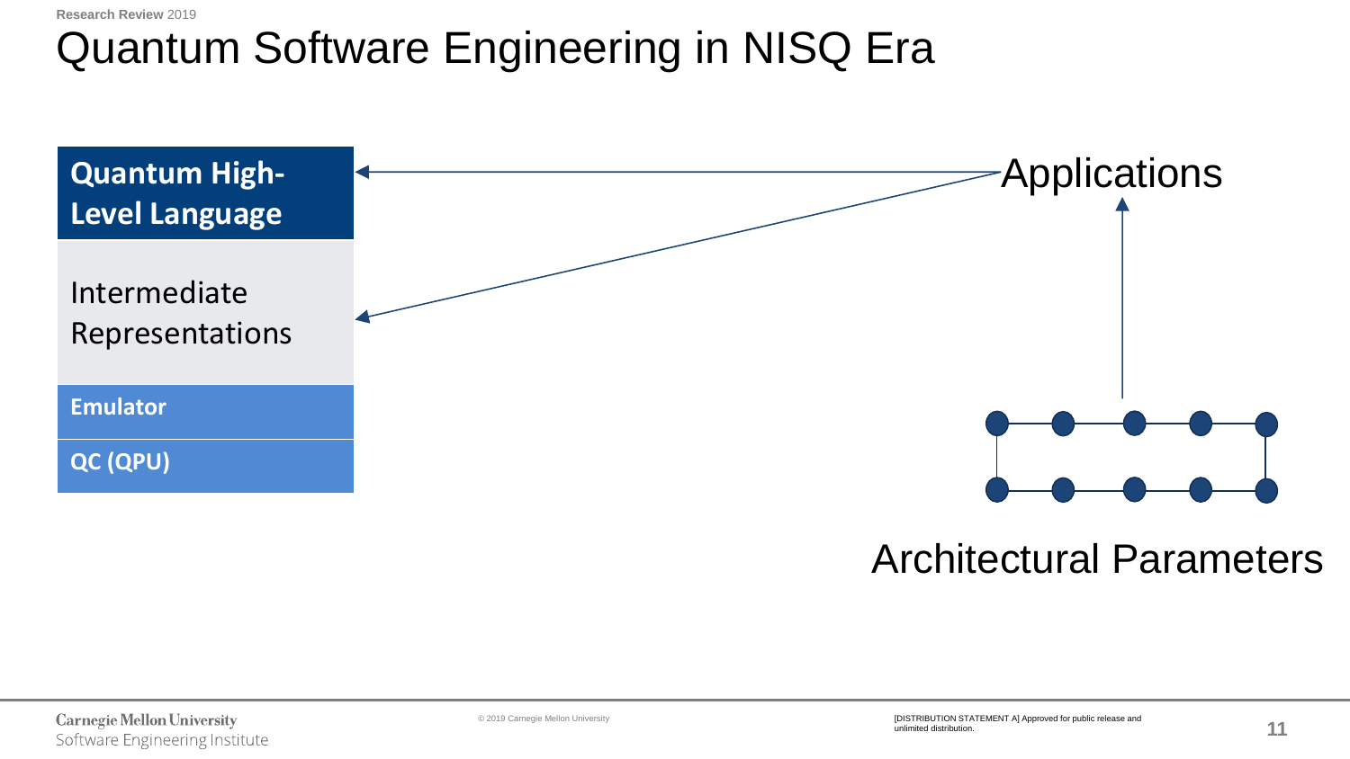# Quantum Software Engineering in NISQ Era

**Quantum High-Level Language**

Intermediate Representations

**Emulator**

**QC (QPU)**

Applications

Architectural Parameters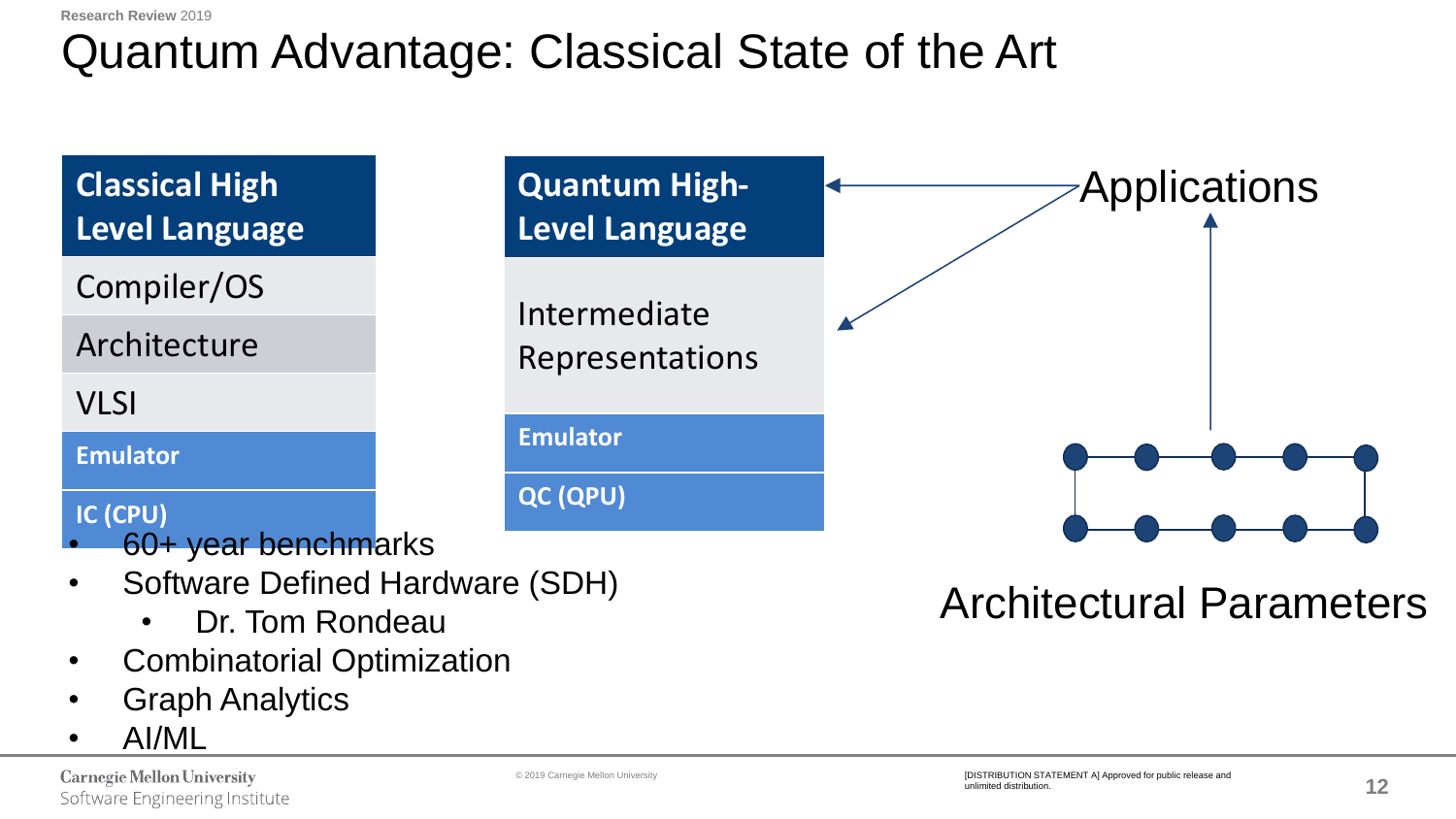# Quantum Advantage: Classical State of the Art

| Classical High Level Language |
|---|
| Compiler/OS |
| Architecture |
| VLSI |
| Emulator |
| IC (CPU) |

| Quantum High-Level Language |
|---|
| Intermediate Representations |
| Emulator |
| QC (QPU) |

Applications

Architectural Parameters

- 60+ year benchmarks
- Software Defined Hardware (SDH)
  - Dr. Tom Rondeau
- Combinatorial Optimization
- Graph Analytics
- AI/ML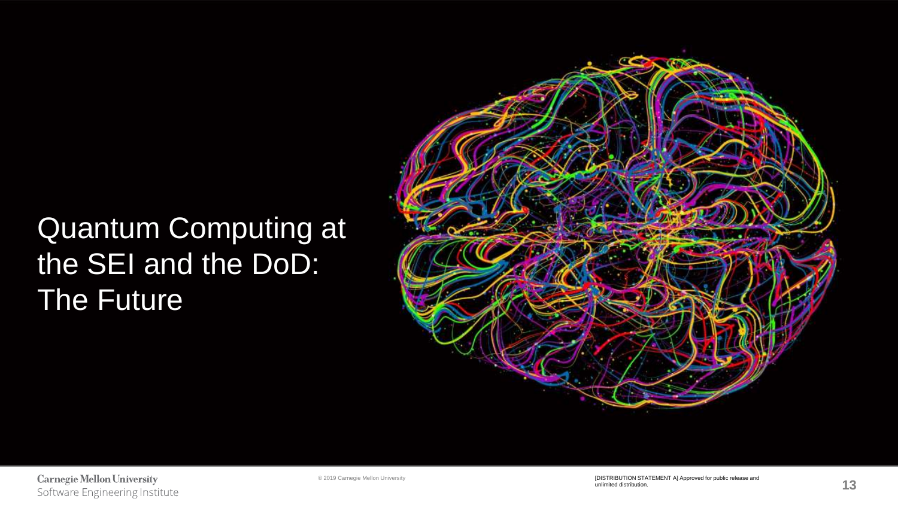# Quantum Computing at the SEI and the DoD: The Future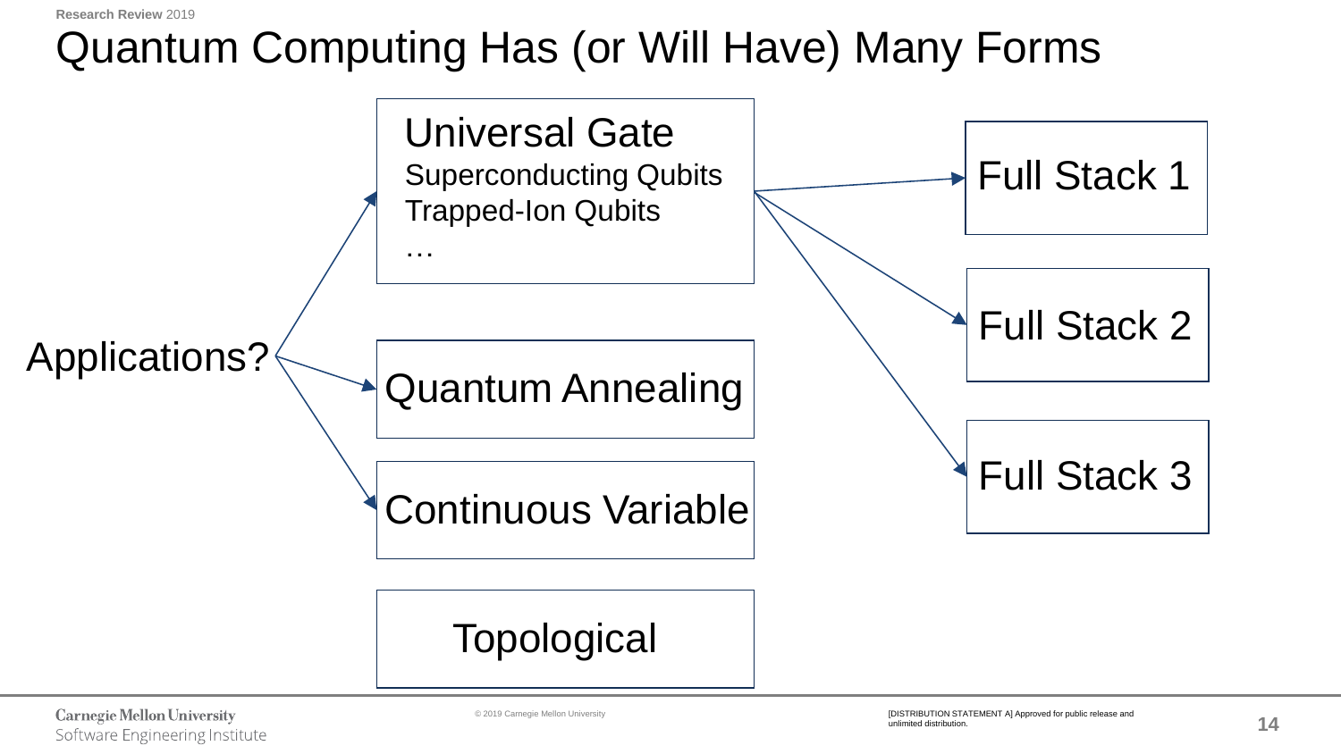# Quantum Computing Has (or Will Have) Many Forms

Applications?

- **Universal Gate**
  - Superconducting Qubits
  - Trapped-Ion Qubits
  - …
- **Quantum Annealing**
- **Continuous Variable**
- **Topological**

Universal Gate →

- Full Stack 1
- Full Stack 2
- Full Stack 3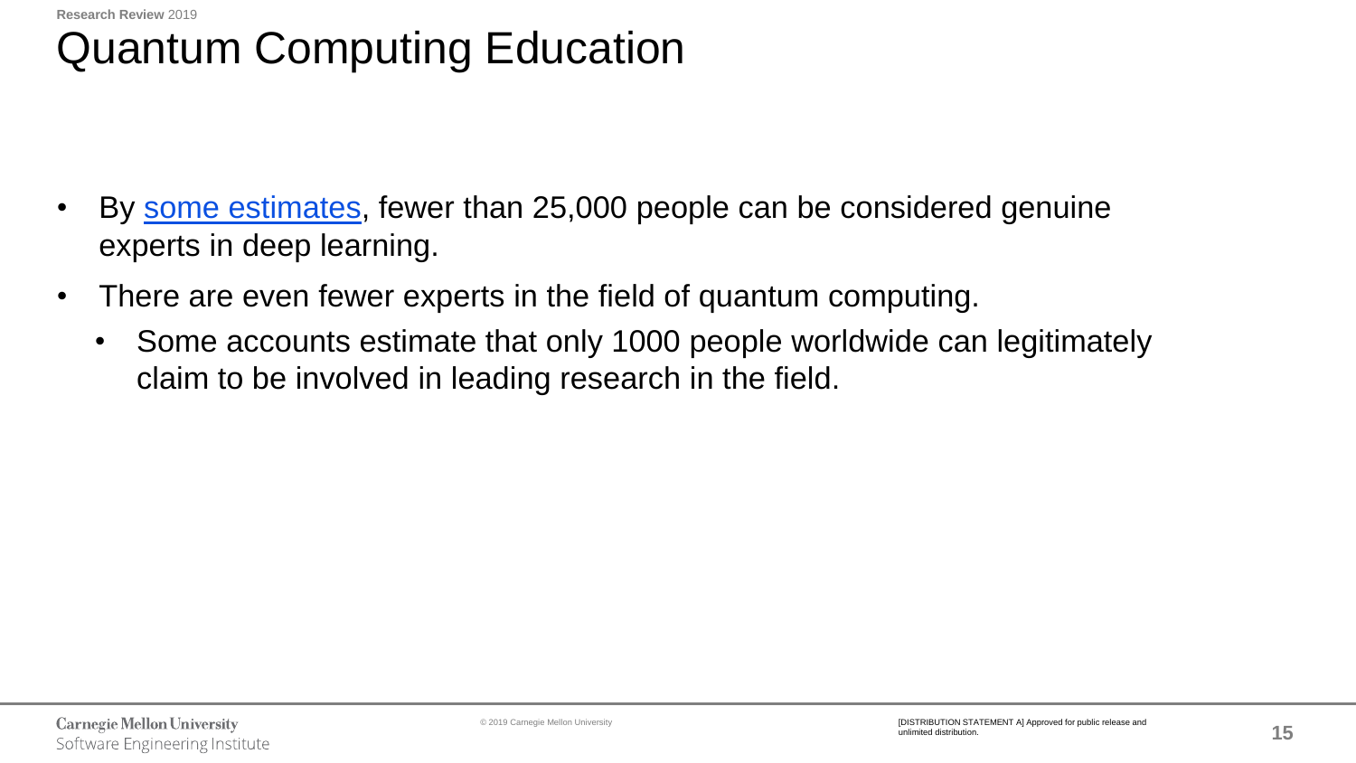# Quantum Computing Education

- By some estimates, fewer than 25,000 people can be considered genuine experts in deep learning.
- There are even fewer experts in the field of quantum computing.
  - Some accounts estimate that only 1000 people worldwide can legitimately claim to be involved in leading research in the field.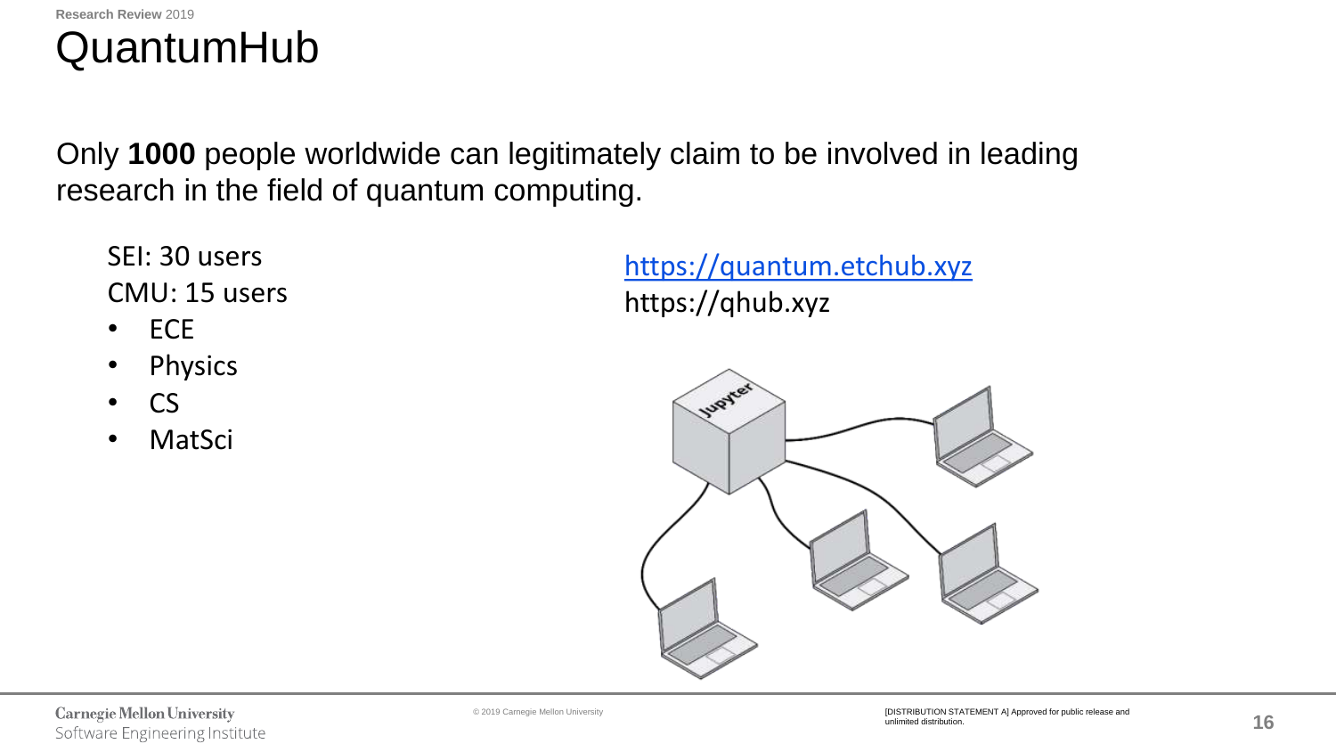# QuantumHub

Only **1000** people worldwide can legitimately claim to be involved in leading research in the field of quantum computing.

SEI: 30 users

CMU: 15 users

- ECE
- Physics
- CS
- MatSci

https://quantum.etchub.xyz

https://qhub.xyz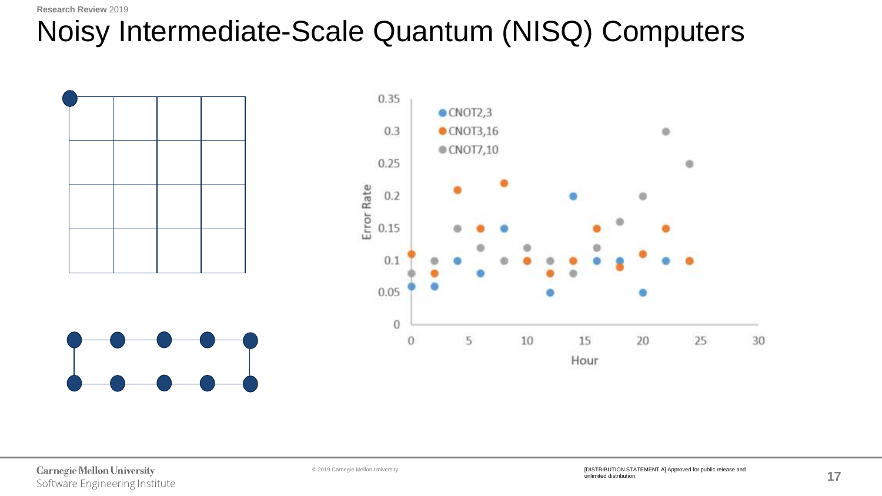# Noisy Intermediate-Scale Quantum (NISQ) Computers

0.35
0.3
0.25
0.2
0.15
0.1
0.05
0

Error Rate

CNOT2,3
CNOT3,16
CNOT7,10

0
5
10
15
20
25
30

Hour